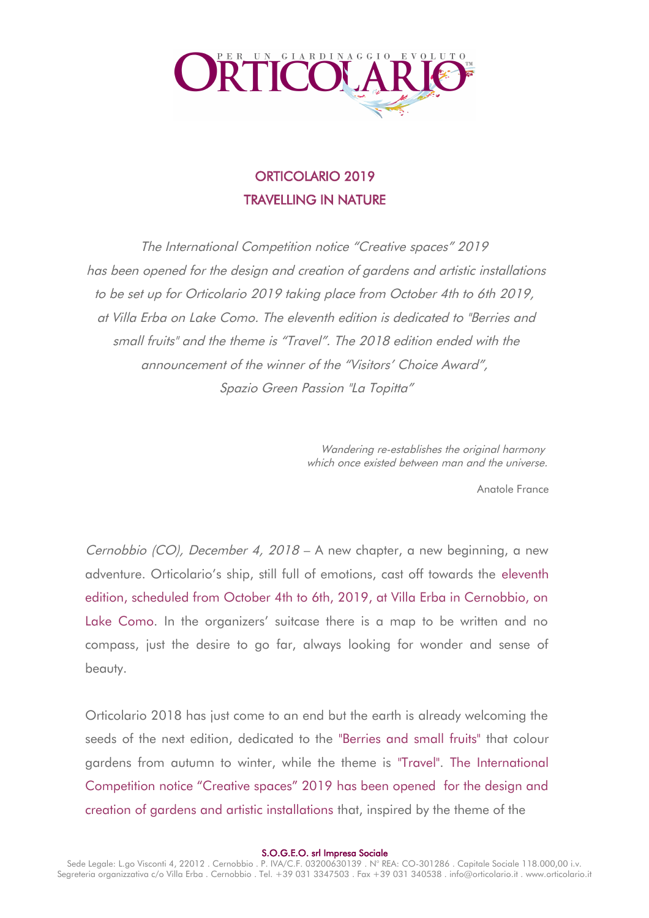# ORTICOLARIO 2019
# TRAVELLING IN NATURE

*The International Competition notice "Creative spaces" 2019 has been opened for the design and creation of gardens and artistic installations to be set up for Orticolario 2019 taking place from October 4th to 6th 2019, at Villa Erba on Lake Como. The eleventh edition is dedicated to "Berries and small fruits" and the theme is "Travel". The 2018 edition ended with the announcement of the winner of the "Visitors' Choice Award", Spazio Green Passion "La Topitta"*

> *Wandering re-establishes the original harmony which once existed between man and the universe.*
>
> Anatole France

*Cernobbio (CO), December 4, 2018* – A new chapter, a new beginning, a new adventure. Orticolario's ship, still full of emotions, cast off towards the eleventh edition, scheduled from October 4th to 6th, 2019, at Villa Erba in Cernobbio, on Lake Como. In the organizers' suitcase there is a map to be written and no compass, just the desire to go far, always looking for wonder and sense of beauty.

Orticolario 2018 has just come to an end but the earth is already welcoming the seeds of the next edition, dedicated to the "Berries and small fruits" that colour gardens from autumn to winter, while the theme is "Travel". The International Competition notice "Creative spaces" 2019 has been opened for the design and creation of gardens and artistic installations that, inspired by the theme of the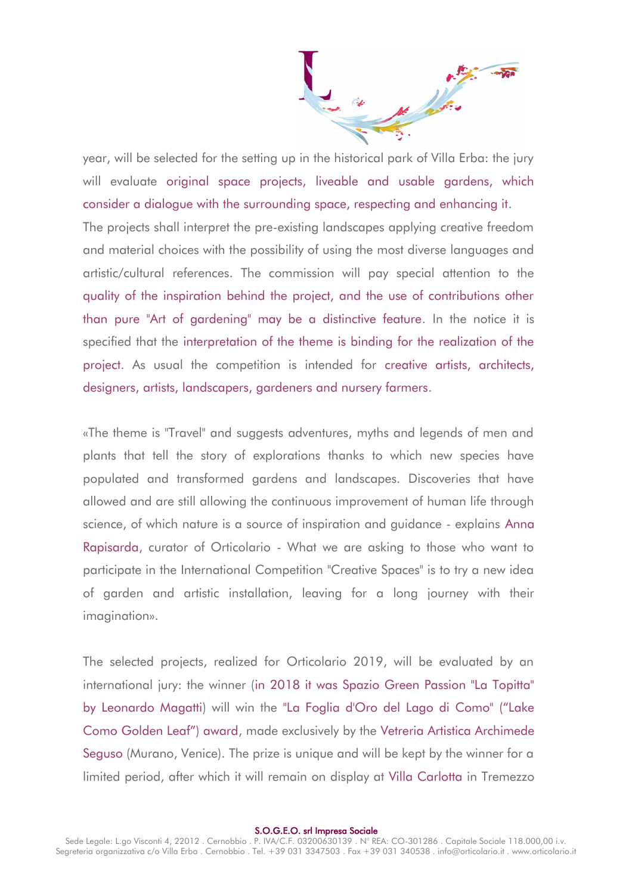year, will be selected for the setting up in the historical park of Villa Erba: the jury will evaluate original space projects, liveable and usable gardens, which consider a dialogue with the surrounding space, respecting and enhancing it. The projects shall interpret the pre-existing landscapes applying creative freedom and material choices with the possibility of using the most diverse languages and artistic/cultural references. The commission will pay special attention to the quality of the inspiration behind the project, and the use of contributions other than pure "Art of gardening" may be a distinctive feature. In the notice it is specified that the interpretation of the theme is binding for the realization of the project. As usual the competition is intended for creative artists, architects, designers, artists, landscapers, gardeners and nursery farmers.

«The theme is "Travel" and suggests adventures, myths and legends of men and plants that tell the story of explorations thanks to which new species have populated and transformed gardens and landscapes. Discoveries that have allowed and are still allowing the continuous improvement of human life through science, of which nature is a source of inspiration and guidance - explains Anna Rapisarda, curator of Orticolario - What we are asking to those who want to participate in the International Competition "Creative Spaces" is to try a new idea of garden and artistic installation, leaving for a long journey with their imagination».

The selected projects, realized for Orticolario 2019, will be evaluated by an international jury: the winner (in 2018 it was Spazio Green Passion "La Topitta" by Leonardo Magatti) will win the "La Foglia d'Oro del Lago di Como" ("Lake Como Golden Leaf") award, made exclusively by the Vetreria Artistica Archimede Seguso (Murano, Venice). The prize is unique and will be kept by the winner for a limited period, after which it will remain on display at Villa Carlotta in Tremezzo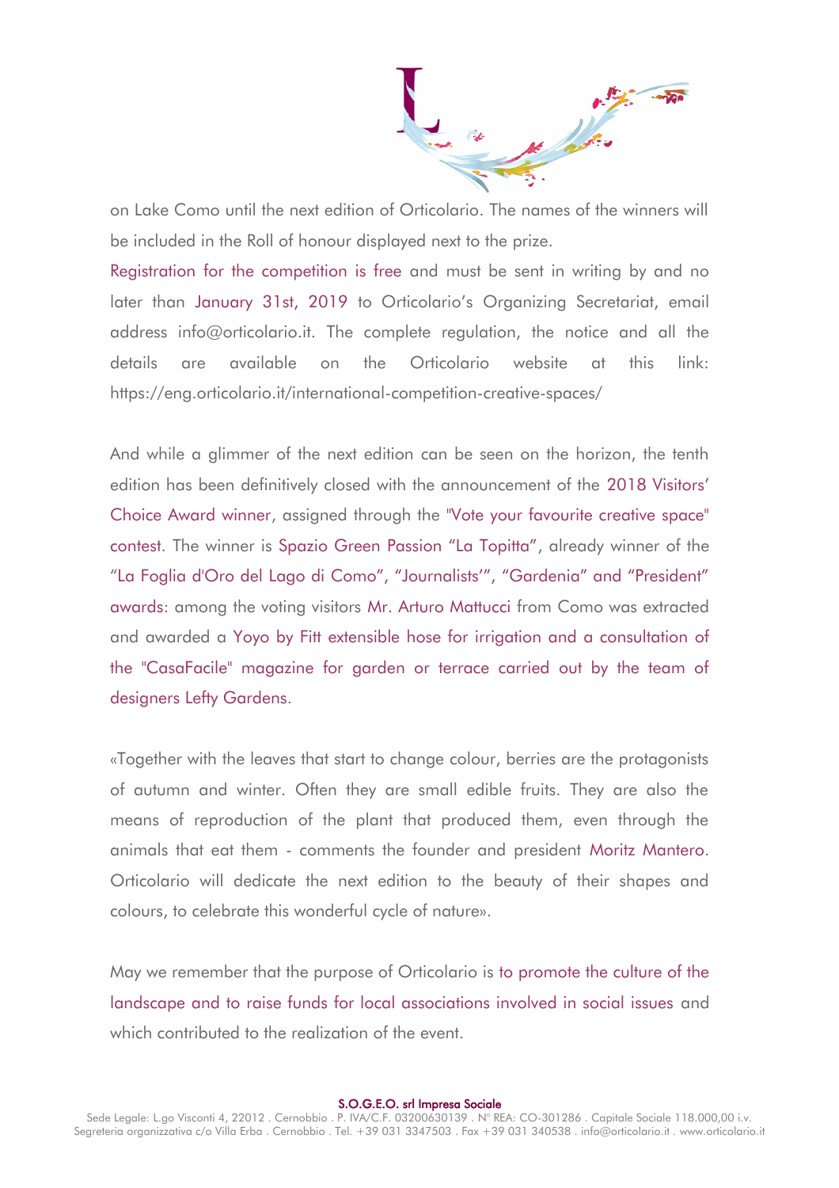on Lake Como until the next edition of Orticolario. The names of the winners will be included in the Roll of honour displayed next to the prize.

Registration for the competition is free and must be sent in writing by and no later than January 31st, 2019 to Orticolario's Organizing Secretariat, email address info@orticolario.it. The complete regulation, the notice and all the details are available on the Orticolario website at this link: https://eng.orticolario.it/international-competition-creative-spaces/

And while a glimmer of the next edition can be seen on the horizon, the tenth edition has been definitively closed with the announcement of the 2018 Visitors' Choice Award winner, assigned through the "Vote your favourite creative space" contest. The winner is Spazio Green Passion "La Topitta", already winner of the "La Foglia d'Oro del Lago di Como", "Journalists'", "Gardenia" and "President" awards: among the voting visitors Mr. Arturo Mattucci from Como was extracted and awarded a Yoyo by Fitt extensible hose for irrigation and a consultation of the "CasaFacile" magazine for garden or terrace carried out by the team of designers Lefty Gardens.

«Together with the leaves that start to change colour, berries are the protagonists of autumn and winter. Often they are small edible fruits. They are also the means of reproduction of the plant that produced them, even through the animals that eat them - comments the founder and president Moritz Mantero. Orticolario will dedicate the next edition to the beauty of their shapes and colours, to celebrate this wonderful cycle of nature».

May we remember that the purpose of Orticolario is to promote the culture of the landscape and to raise funds for local associations involved in social issues and which contributed to the realization of the event.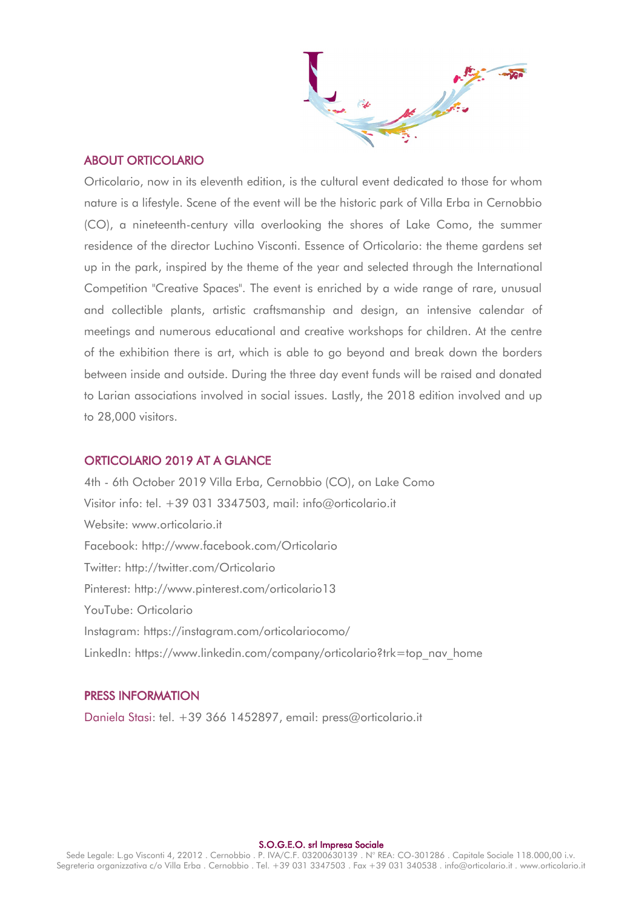## ABOUT ORTICOLARIO

Orticolario, now in its eleventh edition, is the cultural event dedicated to those for whom nature is a lifestyle. Scene of the event will be the historic park of Villa Erba in Cernobbio (CO), a nineteenth-century villa overlooking the shores of Lake Como, the summer residence of the director Luchino Visconti. Essence of Orticolario: the theme gardens set up in the park, inspired by the theme of the year and selected through the International Competition "Creative Spaces". The event is enriched by a wide range of rare, unusual and collectible plants, artistic craftsmanship and design, an intensive calendar of meetings and numerous educational and creative workshops for children. At the centre of the exhibition there is art, which is able to go beyond and break down the borders between inside and outside. During the three day event funds will be raised and donated to Larian associations involved in social issues. Lastly, the 2018 edition involved and up to 28,000 visitors.

## ORTICOLARIO 2019 AT A GLANCE

4th - 6th October 2019 Villa Erba, Cernobbio (CO), on Lake Como
Visitor info: tel. +39 031 3347503, mail: info@orticolario.it
Website: www.orticolario.it
Facebook: http://www.facebook.com/Orticolario
Twitter: http://twitter.com/Orticolario
Pinterest: http://www.pinterest.com/orticolario13
YouTube: Orticolario
Instagram: https://instagram.com/orticolariocomo/
LinkedIn: https://www.linkedin.com/company/orticolario?trk=top_nav_home

## PRESS INFORMATION

Daniela Stasi: tel. +39 366 1452897, email: press@orticolario.it

S.O.G.E.O. srl Impresa Sociale
Sede Legale: L.go Visconti 4, 22012 . Cernobbio . P. IVA/C.F. 03200630139 . N° REA: CO-301286 . Capitale Sociale 118.000,00 i.v.
Segreteria organizzativa c/o Villa Erba . Cernobbio . Tel. +39 031 3347503 . Fax +39 031 340538 . info@orticolario.it . www.orticolario.it